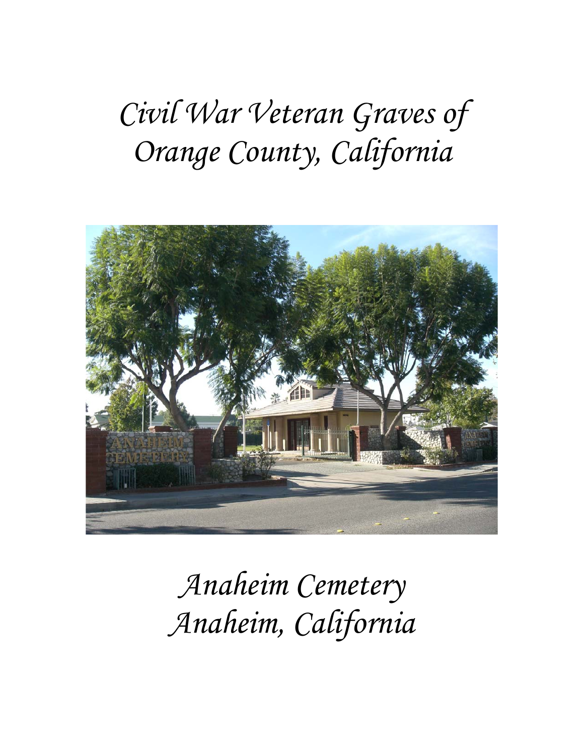# *Civil War Veteran Graves of Orange County, California*

# *Anaheim Cemetery Anaheim, California*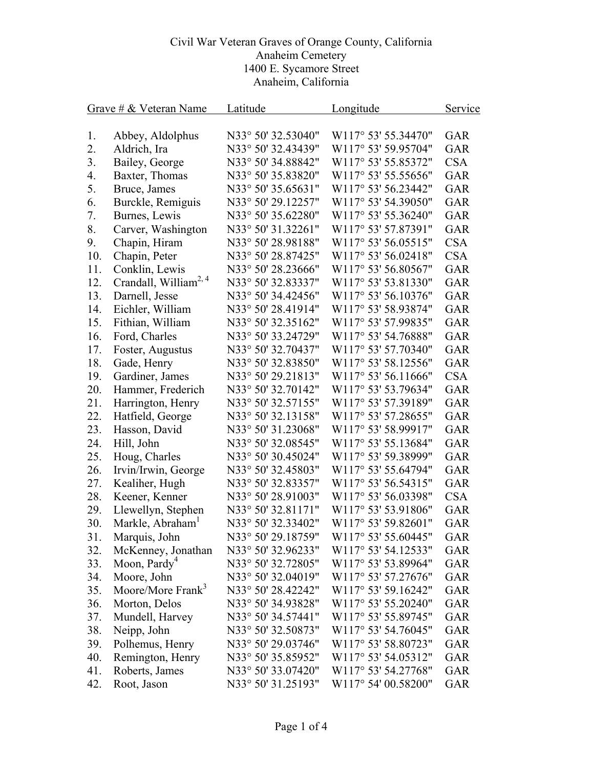Civil War Veteran Graves of Orange County, California
Anaheim Cemetery
1400 E. Sycamore Street
Anaheim, California

| Grave # | Veteran Name | Latitude | Longitude | Service |
|---|---|---|---|---|
| 1. | Abbey, Aldolphus | N33° 50' 32.53040" | W117° 53' 55.34470" | GAR |
| 2. | Aldrich, Ira | N33° 50' 32.43439" | W117° 53' 59.95704" | GAR |
| 3. | Bailey, George | N33° 50' 34.88842" | W117° 53' 55.85372" | CSA |
| 4. | Baxter, Thomas | N33° 50' 35.83820" | W117° 53' 55.55656" | GAR |
| 5. | Bruce, James | N33° 50' 35.65631" | W117° 53' 56.23442" | GAR |
| 6. | Burckle, Remiguis | N33° 50' 29.12257" | W117° 53' 54.39050" | GAR |
| 7. | Burnes, Lewis | N33° 50' 35.62280" | W117° 53' 55.36240" | GAR |
| 8. | Carver, Washington | N33° 50' 31.32261" | W117° 53' 57.87391" | GAR |
| 9. | Chapin, Hiram | N33° 50' 28.98188" | W117° 53' 56.05515" | CSA |
| 10. | Chapin, Peter | N33° 50' 28.87425" | W117° 53' 56.02418" | CSA |
| 11. | Conklin, Lewis | N33° 50' 28.23666" | W117° 53' 56.80567" | GAR |
| 12. | Crandall, William[2, 4] | N33° 50' 32.83337" | W117° 53' 53.81330" | GAR |
| 13. | Darnell, Jesse | N33° 50' 34.42456" | W117° 53' 56.10376" | GAR |
| 14. | Eichler, William | N33° 50' 28.41914" | W117° 53' 58.93874" | GAR |
| 15. | Fithian, William | N33° 50' 32.35162" | W117° 53' 57.99835" | GAR |
| 16. | Ford, Charles | N33° 50' 33.24729" | W117° 53' 54.76888" | GAR |
| 17. | Foster, Augustus | N33° 50' 32.70437" | W117° 53' 57.70340" | GAR |
| 18. | Gade, Henry | N33° 50' 32.83850" | W117° 53' 58.12556" | GAR |
| 19. | Gardiner, James | N33° 50' 29.21813" | W117° 53' 56.11666" | CSA |
| 20. | Hammer, Frederich | N33° 50' 32.70142" | W117° 53' 53.79634" | GAR |
| 21. | Harrington, Henry | N33° 50' 32.57155" | W117° 53' 57.39189" | GAR |
| 22. | Hatfield, George | N33° 50' 32.13158" | W117° 53' 57.28655" | GAR |
| 23. | Hasson, David | N33° 50' 31.23068" | W117° 53' 58.99917" | GAR |
| 24. | Hill, John | N33° 50' 32.08545" | W117° 53' 55.13684" | GAR |
| 25. | Houg, Charles | N33° 50' 30.45024" | W117° 53' 59.38999" | GAR |
| 26. | Irvin/Irwin, George | N33° 50' 32.45803" | W117° 53' 55.64794" | GAR |
| 27. | Kealiher, Hugh | N33° 50' 32.83357" | W117° 53' 56.54315" | GAR |
| 28. | Keener, Kenner | N33° 50' 28.91003" | W117° 53' 56.03398" | CSA |
| 29. | Llewellyn, Stephen | N33° 50' 32.81171" | W117° 53' 53.91806" | GAR |
| 30. | Markle, Abraham[1] | N33° 50' 32.33402" | W117° 53' 59.82601" | GAR |
| 31. | Marquis, John | N33° 50' 29.18759" | W117° 53' 55.60445" | GAR |
| 32. | McKenney, Jonathan | N33° 50' 32.96233" | W117° 53' 54.12533" | GAR |
| 33. | Moon, Pardy[4] | N33° 50' 32.72805" | W117° 53' 53.89964" | GAR |
| 34. | Moore, John | N33° 50' 32.04019" | W117° 53' 57.27676" | GAR |
| 35. | Moore/More Frank[3] | N33° 50' 28.42242" | W117° 53' 59.16242" | GAR |
| 36. | Morton, Delos | N33° 50' 34.93828" | W117° 53' 55.20240" | GAR |
| 37. | Mundell, Harvey | N33° 50' 34.57441" | W117° 53' 55.89745" | GAR |
| 38. | Neipp, John | N33° 50' 32.50873" | W117° 53' 54.76045" | GAR |
| 39. | Polhemus, Henry | N33° 50' 29.03746" | W117° 53' 58.80723" | GAR |
| 40. | Remington, Henry | N33° 50' 35.85952" | W117° 53' 54.05312" | GAR |
| 41. | Roberts, James | N33° 50' 33.07420" | W117° 53' 54.27768" | GAR |
| 42. | Root, Jason | N33° 50' 31.25193" | W117° 54' 00.58200" | GAR |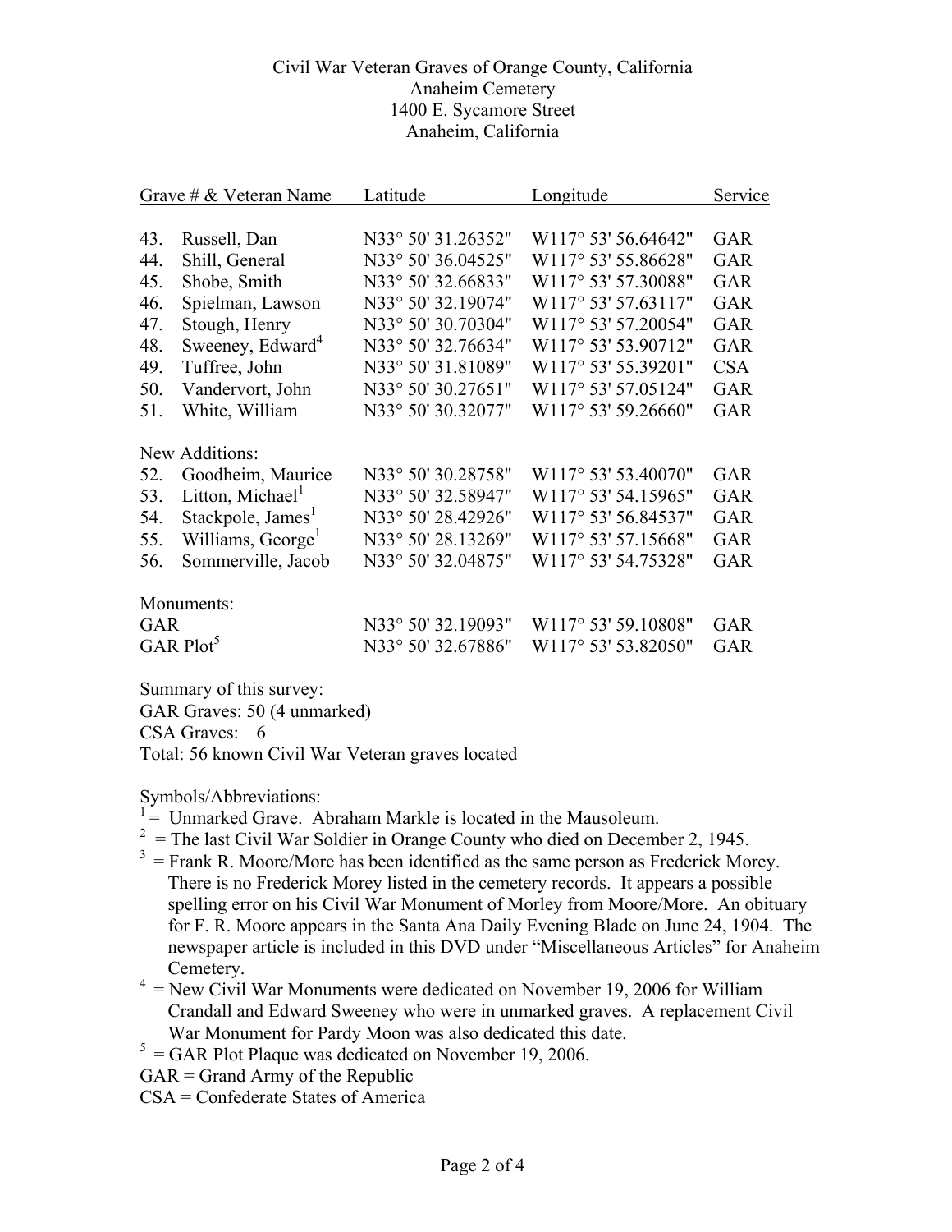Civil War Veteran Graves of Orange County, California
Anaheim Cemetery
1400 E. Sycamore Street
Anaheim, California

| Grave # & Veteran Name | Latitude | Longitude | Service |
|---|---|---|---|
| 43. Russell, Dan | N33° 50' 31.26352" | W117° 53' 56.64642" | GAR |
| 44. Shill, General | N33° 50' 36.04525" | W117° 53' 55.86628" | GAR |
| 45. Shobe, Smith | N33° 50' 32.66833" | W117° 53' 57.30088" | GAR |
| 46. Spielman, Lawson | N33° 50' 32.19074" | W117° 53' 57.63117" | GAR |
| 47. Stough, Henry | N33° 50' 30.70304" | W117° 53' 57.20054" | GAR |
| 48. Sweeney, Edward[4] | N33° 50' 32.76634" | W117° 53' 53.90712" | GAR |
| 49. Tuffree, John | N33° 50' 31.81089" | W117° 53' 55.39201" | CSA |
| 50. Vandervort, John | N33° 50' 30.27651" | W117° 53' 57.05124" | GAR |
| 51. White, William | N33° 50' 30.32077" | W117° 53' 59.26660" | GAR |
| New Additions: | | | |
| 52. Goodheim, Maurice | N33° 50' 30.28758" | W117° 53' 53.40070" | GAR |
| 53. Litton, Michael[1] | N33° 50' 32.58947" | W117° 53' 54.15965" | GAR |
| 54. Stackpole, James[1] | N33° 50' 28.42926" | W117° 53' 56.84537" | GAR |
| 55. Williams, George[1] | N33° 50' 28.13269" | W117° 53' 57.15668" | GAR |
| 56. Sommerville, Jacob | N33° 50' 32.04875" | W117° 53' 54.75328" | GAR |
| Monuments: | | | |
| GAR | N33° 50' 32.19093" | W117° 53' 59.10808" | GAR |
| GAR Plot[5] | N33° 50' 32.67886" | W117° 53' 53.82050" | GAR |

Summary of this survey:
GAR Graves: 50 (4 unmarked)
CSA Graves: 6
Total: 56 known Civil War Veteran graves located

Symbols/Abbreviations:

[1] = Unmarked Grave. Abraham Markle is located in the Mausoleum.

[2] = The last Civil War Soldier in Orange County who died on December 2, 1945.

[3] = Frank R. Moore/More has been identified as the same person as Frederick Morey. There is no Frederick Morey listed in the cemetery records. It appears a possible spelling error on his Civil War Monument of Morley from Moore/More. An obituary for F. R. Moore appears in the Santa Ana Daily Evening Blade on June 24, 1904. The newspaper article is included in this DVD under "Miscellaneous Articles" for Anaheim Cemetery.

[4] = New Civil War Monuments were dedicated on November 19, 2006 for William Crandall and Edward Sweeney who were in unmarked graves. A replacement Civil War Monument for Pardy Moon was also dedicated this date.

[5] = GAR Plot Plaque was dedicated on November 19, 2006.

GAR = Grand Army of the Republic

CSA = Confederate States of America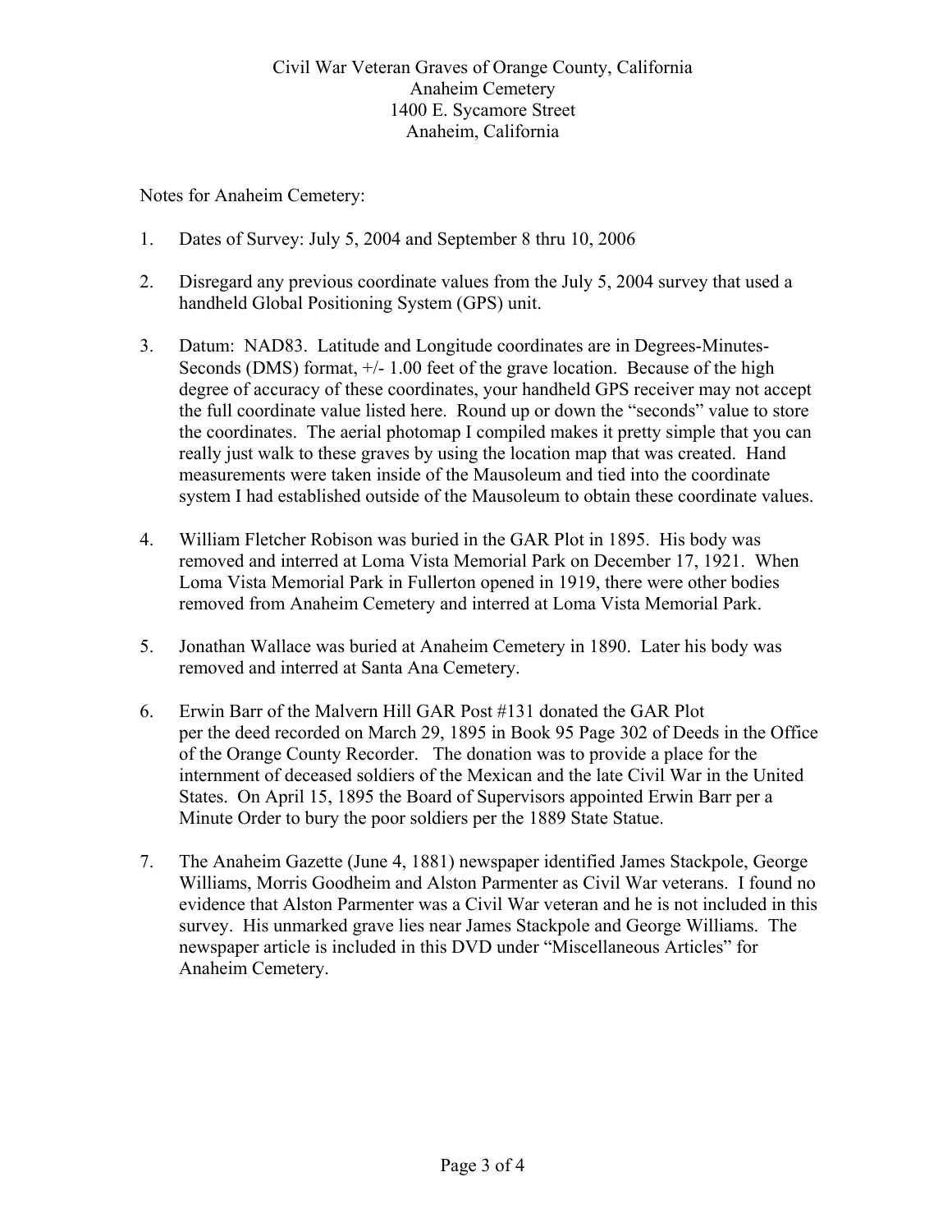Civil War Veteran Graves of Orange County, California
Anaheim Cemetery
1400 E. Sycamore Street
Anaheim, California

Notes for Anaheim Cemetery:

1. Dates of Survey: July 5, 2004 and September 8 thru 10, 2006

2. Disregard any previous coordinate values from the July 5, 2004 survey that used a handheld Global Positioning System (GPS) unit.

3. Datum: NAD83. Latitude and Longitude coordinates are in Degrees-Minutes-Seconds (DMS) format, +/- 1.00 feet of the grave location. Because of the high degree of accuracy of these coordinates, your handheld GPS receiver may not accept the full coordinate value listed here. Round up or down the "seconds" value to store the coordinates. The aerial photomap I compiled makes it pretty simple that you can really just walk to these graves by using the location map that was created. Hand measurements were taken inside of the Mausoleum and tied into the coordinate system I had established outside of the Mausoleum to obtain these coordinate values.

4. William Fletcher Robison was buried in the GAR Plot in 1895. His body was removed and interred at Loma Vista Memorial Park on December 17, 1921. When Loma Vista Memorial Park in Fullerton opened in 1919, there were other bodies removed from Anaheim Cemetery and interred at Loma Vista Memorial Park.

5. Jonathan Wallace was buried at Anaheim Cemetery in 1890. Later his body was removed and interred at Santa Ana Cemetery.

6. Erwin Barr of the Malvern Hill GAR Post #131 donated the GAR Plot per the deed recorded on March 29, 1895 in Book 95 Page 302 of Deeds in the Office of the Orange County Recorder. The donation was to provide a place for the internment of deceased soldiers of the Mexican and the late Civil War in the United States. On April 15, 1895 the Board of Supervisors appointed Erwin Barr per a Minute Order to bury the poor soldiers per the 1889 State Statue.

7. The Anaheim Gazette (June 4, 1881) newspaper identified James Stackpole, George Williams, Morris Goodheim and Alston Parmenter as Civil War veterans. I found no evidence that Alston Parmenter was a Civil War veteran and he is not included in this survey. His unmarked grave lies near James Stackpole and George Williams. The newspaper article is included in this DVD under "Miscellaneous Articles" for Anaheim Cemetery.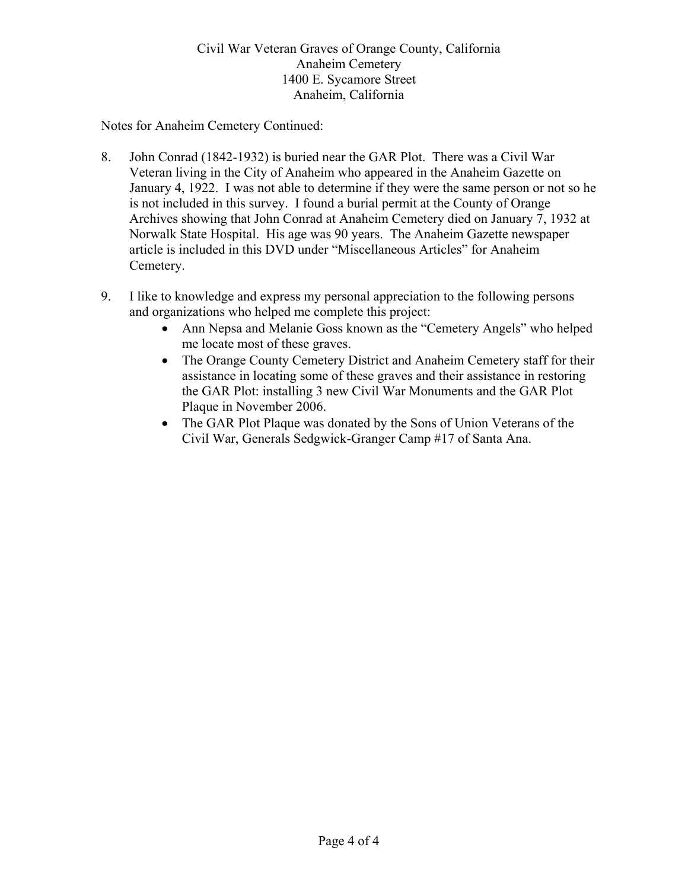Civil War Veteran Graves of Orange County, California
Anaheim Cemetery
1400 E. Sycamore Street
Anaheim, California

Notes for Anaheim Cemetery Continued:

8. John Conrad (1842-1932) is buried near the GAR Plot. There was a Civil War Veteran living in the City of Anaheim who appeared in the Anaheim Gazette on January 4, 1922. I was not able to determine if they were the same person or not so he is not included in this survey. I found a burial permit at the County of Orange Archives showing that John Conrad at Anaheim Cemetery died on January 7, 1932 at Norwalk State Hospital. His age was 90 years. The Anaheim Gazette newspaper article is included in this DVD under "Miscellaneous Articles" for Anaheim Cemetery.

9. I like to knowledge and express my personal appreciation to the following persons and organizations who helped me complete this project:
   - Ann Nepsa and Melanie Goss known as the "Cemetery Angels" who helped me locate most of these graves.
   - The Orange County Cemetery District and Anaheim Cemetery staff for their assistance in locating some of these graves and their assistance in restoring the GAR Plot: installing 3 new Civil War Monuments and the GAR Plot Plaque in November 2006.
   - The GAR Plot Plaque was donated by the Sons of Union Veterans of the Civil War, Generals Sedgwick-Granger Camp #17 of Santa Ana.